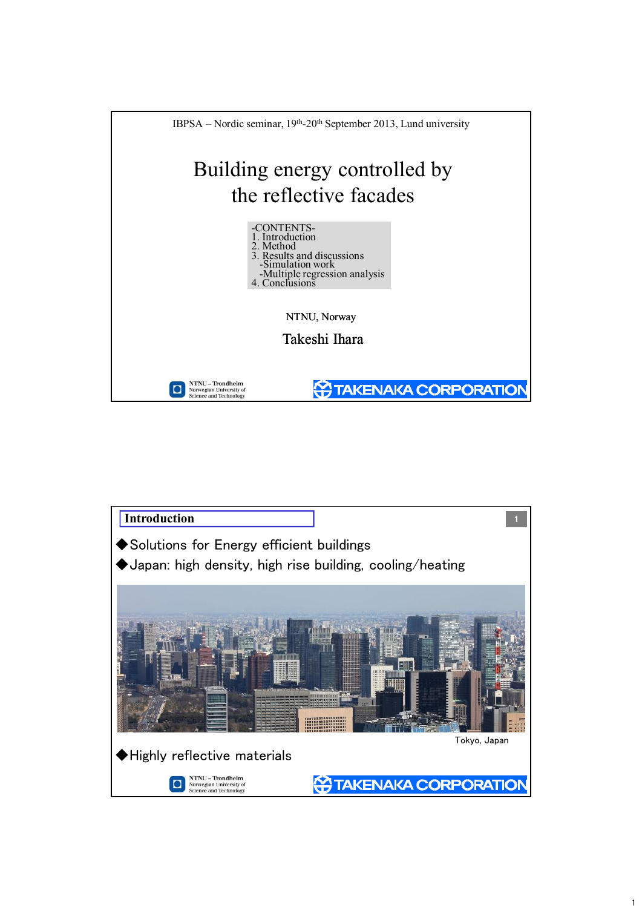IBPSA – Nordic seminar, 19th-20th September 2013, Lund university

# Building energy controlled by the reflective facades

-CONTENTS-
1. Introduction
2. Method
3. Results and discussions
   - Simulation work
   - Multiple regression analysis
4. Conclusions

NTNU, Norway

Takeshi Ihara

NTNU – Trondheim Norwegian University of Science and Technology

TAKENAKA CORPORATION

## Introduction

- Solutions for Energy efficient buildings
- Japan: high density, high rise building, cooling/heating

Tokyo, Japan

- Highly reflective materials

NTNU – Trondheim Norwegian University of Science and Technology

TAKENAKA CORPORATION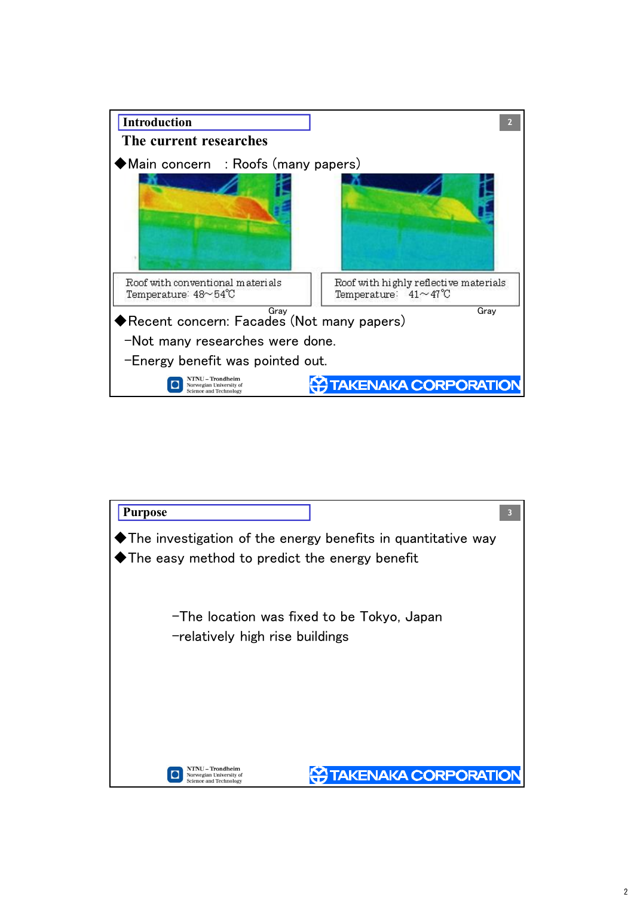## Introduction

### The current researches

◆Main concern : Roofs (many papers)

Roof with conventional materials
Temperature: 48～54℃

Gray

Roof with highly reflective materials
Temperature: 41～47℃

Gray

◆Recent concern: Facades (Not many papers)

－Not many researches were done.

－Energy benefit was pointed out.

NTNU – Trondheim
Norwegian University of Science and Technology

TAKENAKA CORPORATION

## Purpose

◆The investigation of the energy benefits in quantitative way

◆The easy method to predict the energy benefit

－The location was fixed to be Tokyo, Japan

－relatively high rise buildings

NTNU – Trondheim
Norwegian University of Science and Technology

TAKENAKA CORPORATION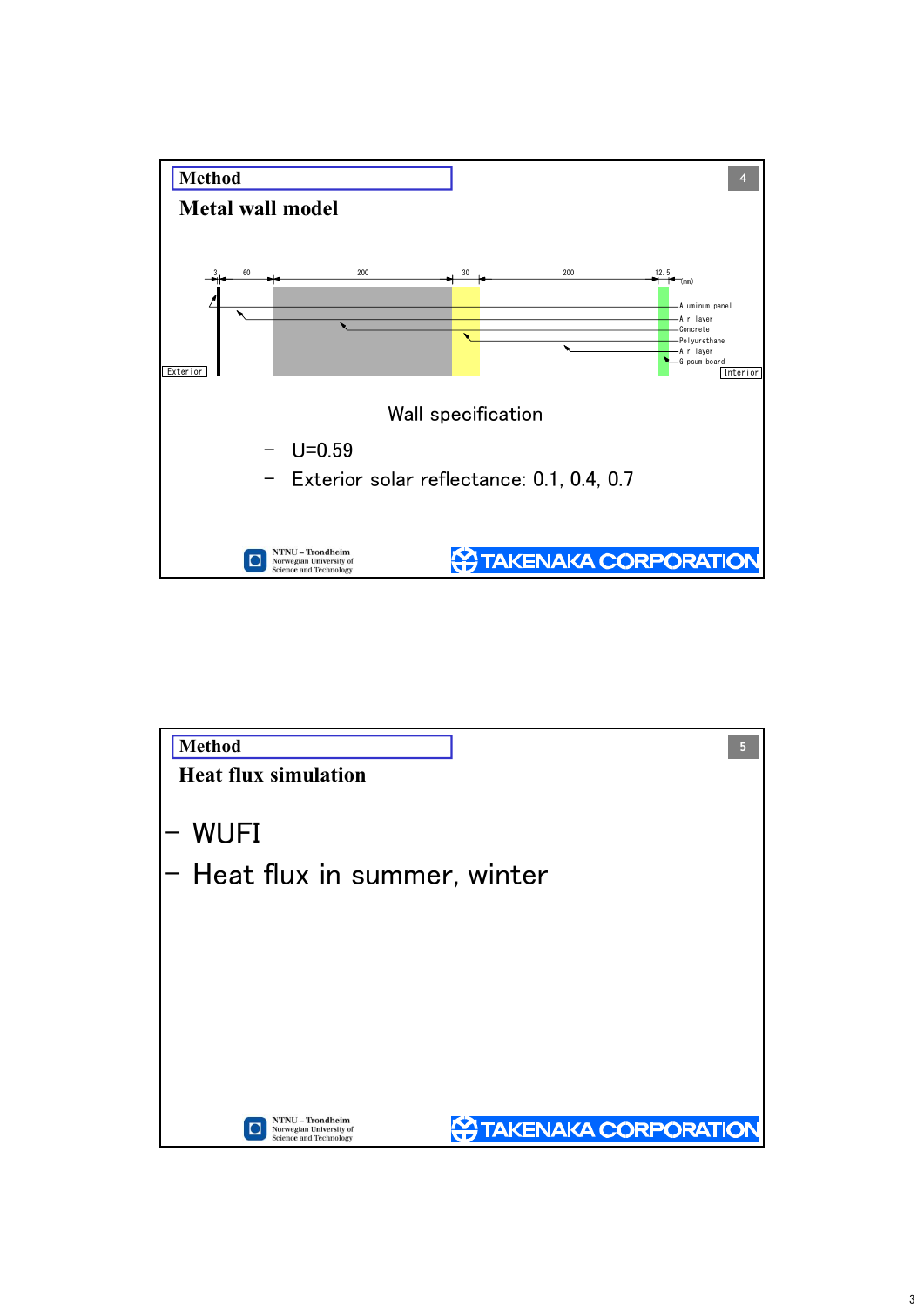## Method

### Metal wall model

3 | 60 | 200 | 30 | 200 | 12.5 (mm)

Exterior

Aluminum panel
Air layer
Concrete
Polyurethane
Air layer
Gipsum board

Interior

Wall specification

- U=0.59
- Exterior solar reflectance: 0.1, 0.4, 0.7

NTNU – Trondheim
Norwegian University of Science and Technology

TAKENAKA CORPORATION

## Method

### Heat flux simulation

- WUFI
- Heat flux in summer, winter

NTNU – Trondheim
Norwegian University of Science and Technology

TAKENAKA CORPORATION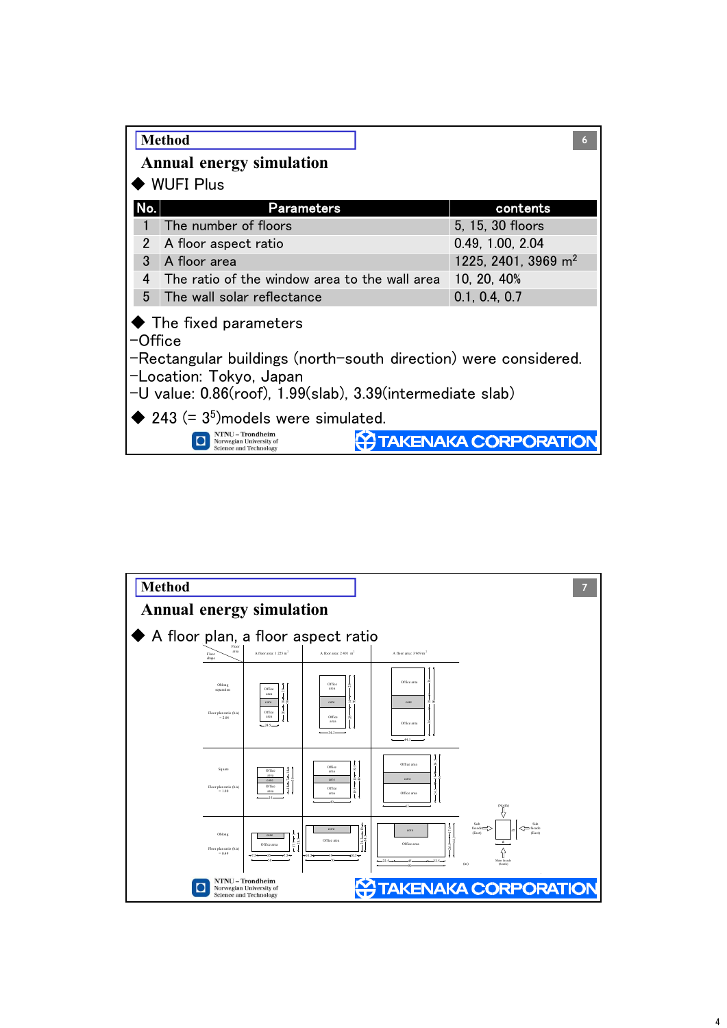## Method

### Annual energy simulation

◆ WUFI Plus

| No. | Parameters | contents |
|---|---|---|
| 1 | The number of floors | 5, 15, 30 floors |
| 2 | A floor aspect ratio | 0.49, 1.00, 2.04 |
| 3 | A floor area | 1225, 2401, 3969 $m^2$ |
| 4 | The ratio of the window area to the wall area | 10, 20, 40% |
| 5 | The wall solar reflectance | 0.1, 0.4, 0.7 |

◆ The fixed parameters

- Office
- Rectangular buildings (north–south direction) were considered.
- Location: Tokyo, Japan
- U value: 0.86(roof), 1.99(slab), 3.39(intermediate slab)

◆ 243 (= $3^5$)models were simulated.

NTNU – Trondheim Norwegian University of Science and Technology | TAKENAKA CORPORATION

## Method

### Annual energy simulation

◆ A floor plan, a floor aspect ratio

| Floor shape \ Floor area | A floor area: 1 225 $m^2$ | A floor area: 2 401 $m^2$ | A floor area: 3 969 $m^2$ |
|---|---|---|---|
| Oblong separation, Floor plan ratio (b/a) = 2.04 | Office area / core / Office area | Office area / core / Office area | Office area / core / Office area |
| Square, Floor plan ratio (b/a) = 1.00 | Office area / core / Office area | Office area / core / Office area | Office area / core / Office area |
| Oblong, Floor plan ratio (b/a) = 0.49 | core / Office area | core / Office area | core / Office area |

(North) Sub facade (East), Sub facade (East), Main facade (South)

NTNU – Trondheim Norwegian University of Science and Technology | TAKENAKA CORPORATION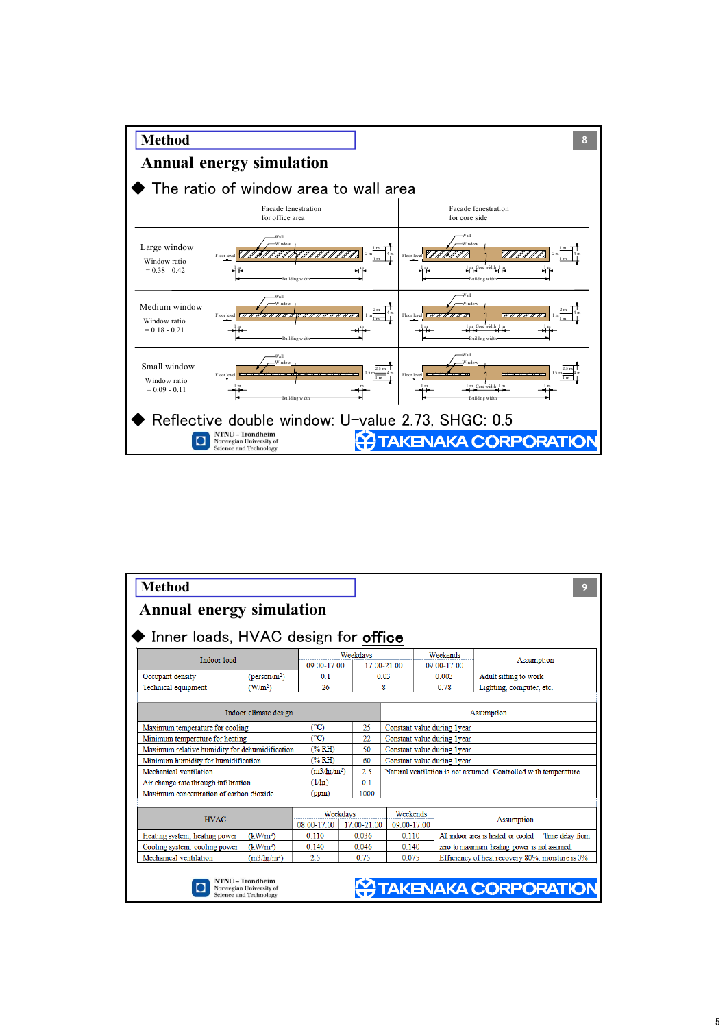## Method

# Annual energy simulation

◆ The ratio of window area to wall area

| | Facade fenestration for office area | Facade fenestration for core side |
|---|---|---|
| Large window<br>Window ratio = 0.38 - 0.42 | | |
| Medium window<br>Window ratio = 0.18 - 0.21 | | |
| Small window<br>Window ratio = 0.09 - 0.11 | | |

◆ Reflective double window: U−value 2.73, SHGC: 0.5

NTNU – Trondheim Norwegian University of Science and Technology

TAKENAKA CORPORATION

## Method

# Annual energy simulation

◆ Inner loads, HVAC design for **office**

| Indoor load | | Weekdays 09.00-17.00 | Weekdays 17.00-21.00 | Weekends 09.00-17.00 | Assumption |
|---|---|---|---|---|---|
| Occupant density | (person/m²) | 0.1 | 0.03 | 0.003 | Adult sitting to work |
| Technical equipment | (W/m²) | 26 | 8 | 0.78 | Lighting, computer, etc. |

| Indoor climate design | | | Assumption |
|---|---|---|---|
| Maximum temperature for cooling | (°C) | 25 | Constant value during 1year |
| Minimum temperature for heating | (°C) | 22 | Constant value during 1year |
| Maximum relative humidity for dehumidification | (% RH) | 50 | Constant value during 1year |
| Minimum humidity for humidification | (% RH) | 60 | Constant value during 1year |
| Mechanical ventilation | (m3/hr/m²) | 2.5 | Natural ventilation is not assumed. Controlled with temperature. |
| Air change rate through infiltration | (1/hr) | 0.1 | — |
| Maximum concentration of carbon dioxide | (ppm) | 1000 | — |

| HVAC | | Weekdays 08.00-17.00 | Weekdays 17.00-21.00 | Weekends 09.00-17.00 | Assumption |
|---|---|---|---|---|---|
| Heating system, heating power | (kW/m²) | 0.110 | 0.036 | 0.110 | All indoor area is heated or cooled. Time delay from |
| Cooling system, cooling power | (kW/m²) | 0.140 | 0.046 | 0.140 | zero to maximum heating power is not assumed. |
| Mechanical ventilation | (m3/hr/m²) | 2.5 | 0.75 | 0.075 | Efficiency of heat recovery 80%, moisture is 0%. |

NTNU – Trondheim Norwegian University of Science and Technology

TAKENAKA CORPORATION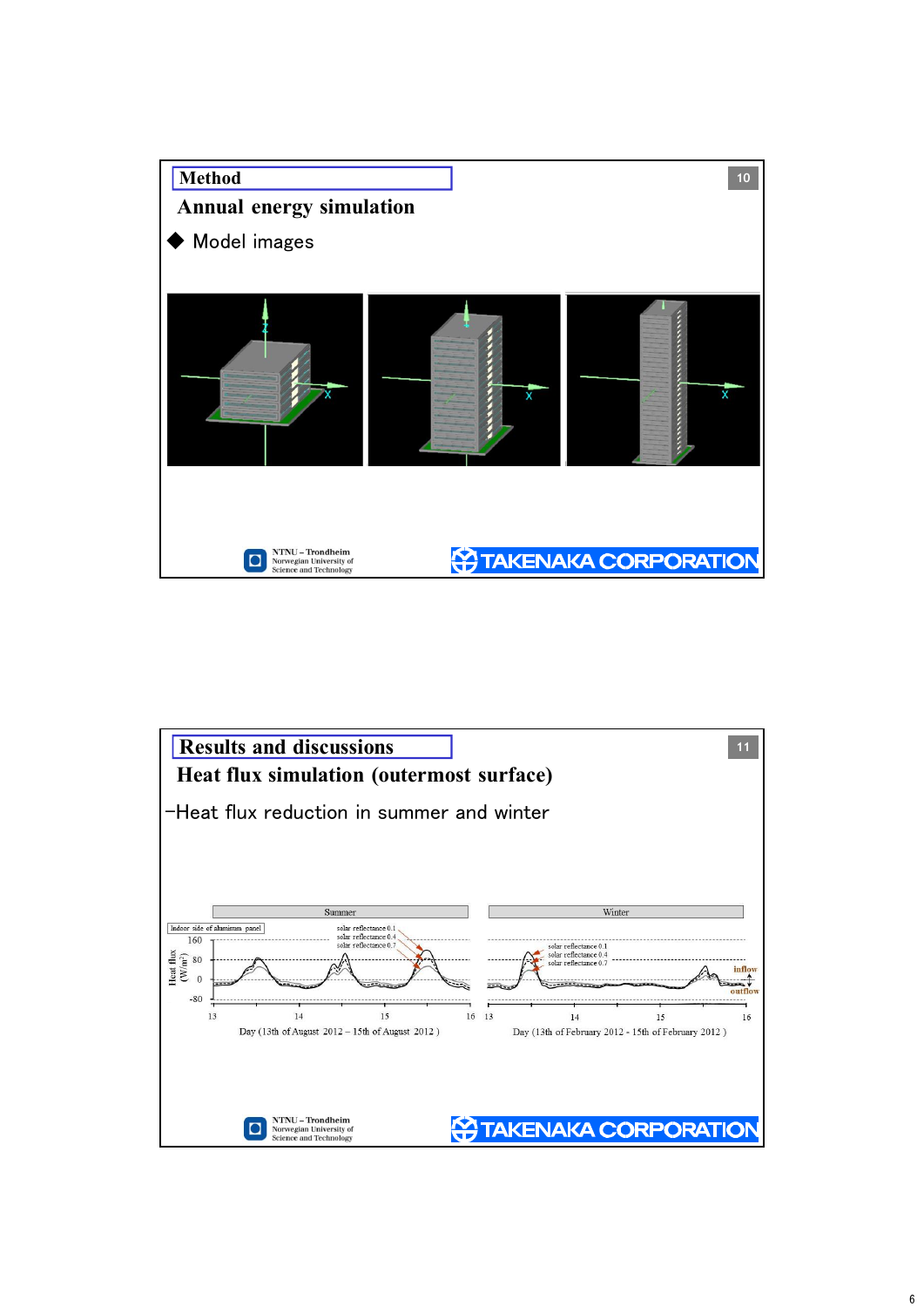## Method

### Annual energy simulation

◆ Model images

NTNU – Trondheim
Norwegian University of Science and Technology

TAKENAKA CORPORATION

## Results and discussions

### Heat flux simulation (outermost surface)

–Heat flux reduction in summer and winter

Summer | Winter

Indoor side of aluminum panel

solar reflectance 0.1
solar reflectance 0.4
solar reflectance 0.7

Heat flux ($W/m^2$)

160, 80, 0, -80

inflow
outflow

13, 14, 15, 16

Day (13th of August 2012 – 15th of August 2012 )

Day (13th of February 2012 - 15th of February 2012 )

NTNU – Trondheim
Norwegian University of Science and Technology

TAKENAKA CORPORATION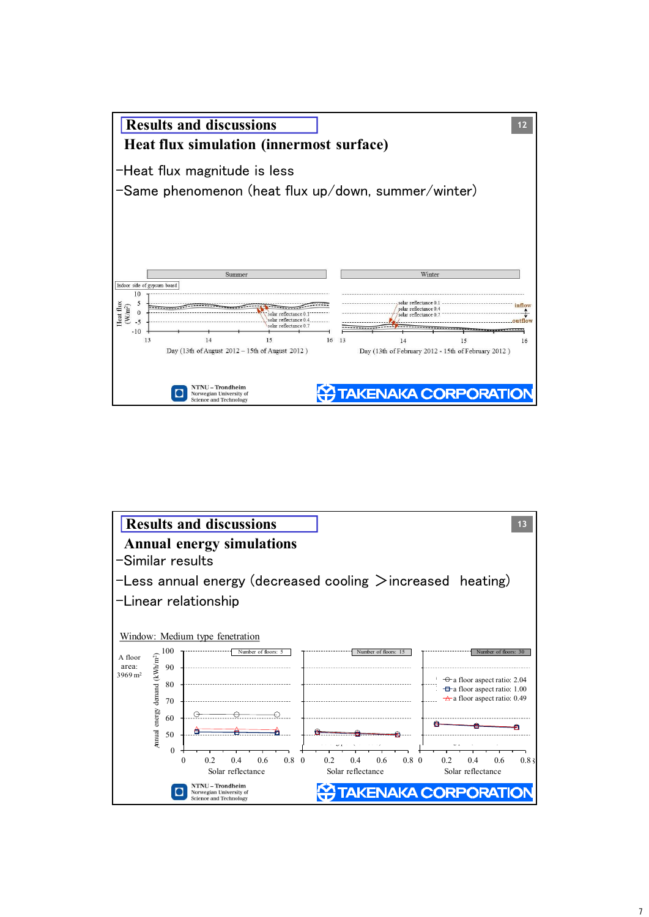## Results and discussions

### Heat flux simulation (innermost surface)

- Heat flux magnitude is less
- Same phenomenon (heat flux up/down, summer/winter)

Summer | Winter

Indoor side of gypsum board

Heat flux (W/m²)

solar reflectance 0.1
solar reflectance 0.4
solar reflectance 0.7

inflow
outflow

Day (13th of August 2012 – 15th of August 2012 )

Day (13th of February 2012 - 15th of February 2012 )

## Results and discussions

### Annual energy simulations

- Similar results
- Less annual energy (decreased cooling ＞increased heating)
- Linear relationship

Window: Medium type fenetration

A floor area: 3969 m²

Annual energy demand (kWh/m²)

Number of floors: 5 | Number of floors: 15 | Number of floors: 30

a floor aspect ratio: 2.04
a floor aspect ratio: 1.00
a floor aspect ratio: 0.49

Solar reflectance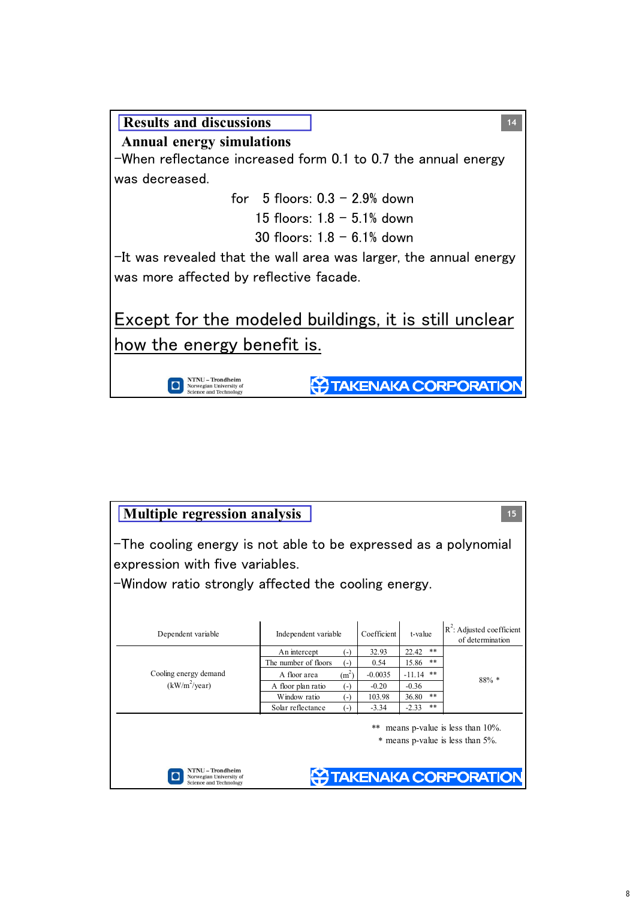## Results and discussions

### Annual energy simulations

–When reflectance increased form 0.1 to 0.7 the annual energy was decreased.

for 5 floors: 0.3 – 2.9% down
15 floors: 1.8 – 5.1% down
30 floors: 1.8 – 6.1% down

–It was revealed that the wall area was larger, the annual energy was more affected by reflective facade.

Except for the modeled buildings, it is still unclear how the energy benefit is.

NTNU – Trondheim Norwegian University of Science and Technology

TAKENAKA CORPORATION

## Multiple regression analysis

–The cooling energy is not able to be expressed as a polynomial expression with five variables.

–Window ratio strongly affected the cooling energy.

| Dependent variable | Independent variable | | Coefficient | t-value | $R^2$: Adjusted coefficient of determination |
|---|---|---|---|---|---|
| Cooling energy demand ($kW/m^2/year$) | An intercept | (-) | 32.93 | 22.42 ** | 88% * |
| | The number of floors | (-) | 0.54 | 15.86 ** | |
| | A floor area | ($m^2$) | -0.0035 | -11.14 ** | |
| | A floor plan ratio | (-) | -0.20 | -0.36 | |
| | Window ratio | (-) | 103.98 | 36.80 ** | |
| | Solar reflectance | (-) | -3.34 | -2.33 ** | |

** means p-value is less than 10%.
* means p-value is less than 5%.

NTNU – Trondheim Norwegian University of Science and Technology

TAKENAKA CORPORATION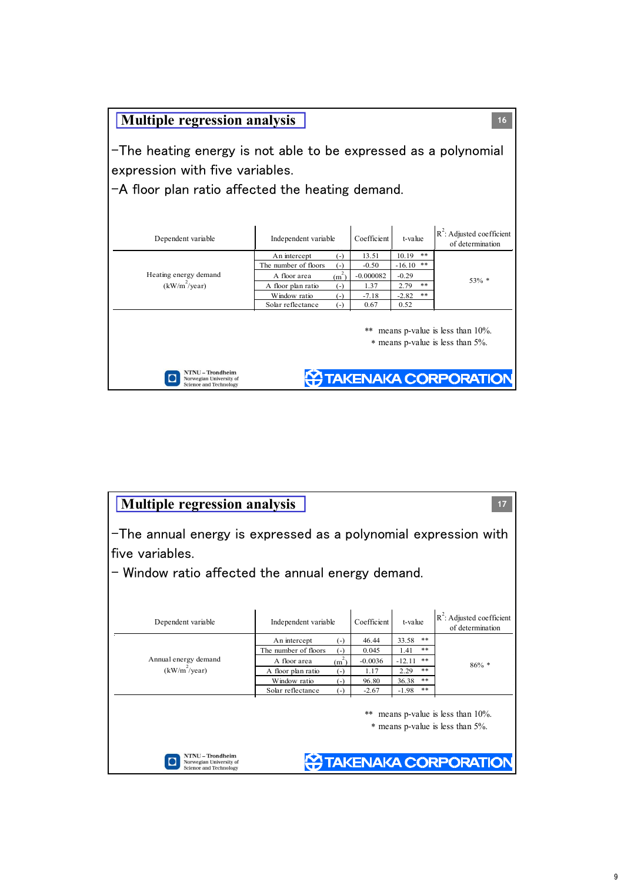## Multiple regression analysis

−The heating energy is not able to be expressed as a polynomial expression with five variables.

−A floor plan ratio affected the heating demand.

| Dependent variable | Independent variable | | Coefficient | t-value | | $R^2$: Adjusted coefficient of determination |
|---|---|---|---|---|---|---|
| Heating energy demand ($kW/m^2$/year) | An intercept | (-) | 13.51 | 10.19 | ** | 53% * |
| | The number of floors | (-) | -0.50 | -16.10 | ** | |
| | A floor area | ($m^2$) | -0.000082 | -0.29 | | |
| | A floor plan ratio | (-) | 1.37 | 2.79 | ** | |
| | Window ratio | (-) | -7.18 | -2.82 | ** | |
| | Solar reflectance | (-) | 0.67 | 0.52 | | |

** means p-value is less than 10%.
* means p-value is less than 5%.

NTNU – Trondheim Norwegian University of Science and Technology

TAKENAKA CORPORATION

## Multiple regression analysis

−The annual energy is expressed as a polynomial expression with five variables.

− Window ratio affected the annual energy demand.

| Dependent variable | Independent variable | | Coefficient | t-value | | $R^2$: Adjusted coefficient of determination |
|---|---|---|---|---|---|---|
| Annual energy demand ($kW/m^2$/year) | An intercept | (-) | 46.44 | 33.58 | ** | 86% * |
| | The number of floors | (-) | 0.045 | 1.41 | ** | |
| | A floor area | ($m^2$) | -0.0036 | -12.11 | ** | |
| | A floor plan ratio | (-) | 1.17 | 2.29 | ** | |
| | Window ratio | (-) | 96.80 | 36.38 | ** | |
| | Solar reflectance | (-) | -2.67 | -1.98 | ** | |

** means p-value is less than 10%.
* means p-value is less than 5%.

NTNU – Trondheim Norwegian University of Science and Technology

TAKENAKA CORPORATION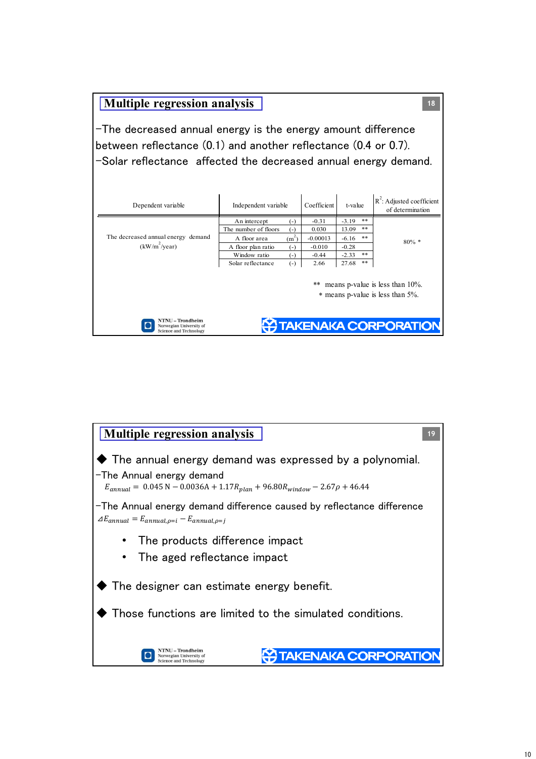## Multiple regression analysis

−The decreased annual energy is the energy amount difference between reflectance (0.1) and another reflectance (0.4 or 0.7).

−Solar reflectance affected the decreased annual energy demand.

| Dependent variable | Independent variable | | Coefficient | t-value | | $R^2$: Adjusted coefficient of determination |
|---|---|---|---|---|---|---|
| The decreased annual energy demand ($kW/m^2/year$) | An intercept | (-) | -0.31 | -3.19 | ** | 80% * |
| | The number of floors | (-) | 0.030 | 13.09 | ** | |
| | A floor area | ($m^2$) | -0.00013 | -6.16 | ** | |
| | A floor plan ratio | (-) | -0.010 | -0.28 | | |
| | Window ratio | (-) | -0.44 | -2.33 | ** | |
| | Solar reflectance | (-) | 2.66 | 27.68 | ** | |

** means p-value is less than 10%.
\* means p-value is less than 5%.

## Multiple regression analysis

◆ The annual energy demand was expressed by a polynomial.

−The Annual energy demand

$$E_{annual} = 0.045\,\mathrm{N} - 0.0036\mathrm{A} + 1.17R_{plan} + 96.80R_{window} - 2.67\rho + 46.44$$

−The Annual energy demand difference caused by reflectance difference

$$\Delta E_{annual} = E_{annual,\rho=i} - E_{annual,\rho=j}$$

- The products difference impact
- The aged reflectance impact

◆ The designer can estimate energy benefit.

◆ Those functions are limited to the simulated conditions.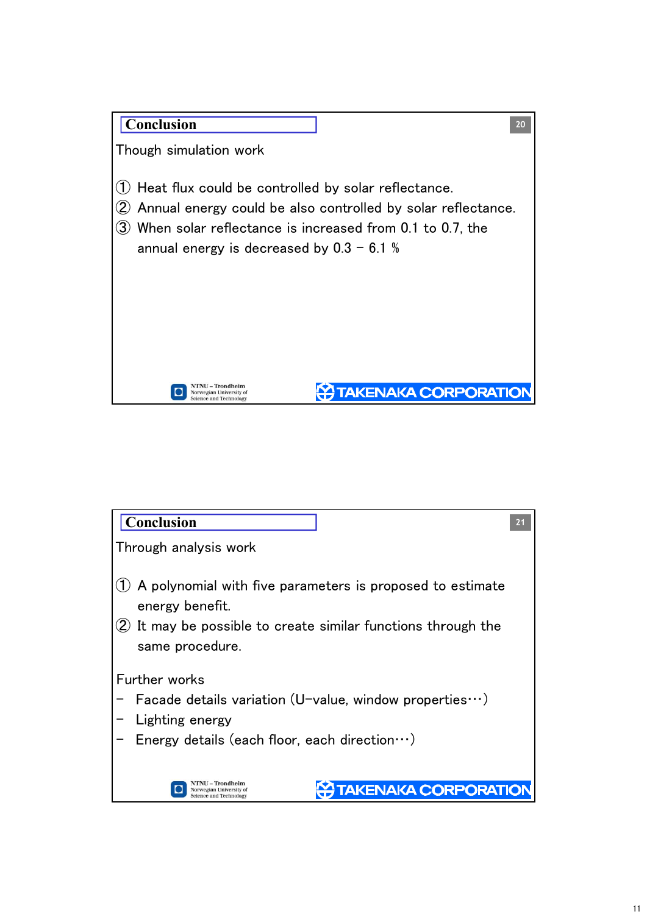## Conclusion

Though simulation work

① Heat flux could be controlled by solar reflectance.
② Annual energy could be also controlled by solar reflectance.
③ When solar reflectance is increased from 0.1 to 0.7, the annual energy is decreased by 0.3 – 6.1 %

NTNU – Trondheim
Norwegian University of
Science and Technology

TAKENAKA CORPORATION

## Conclusion

Through analysis work

① A polynomial with five parameters is proposed to estimate energy benefit.
② It may be possible to create similar functions through the same procedure.

Further works

- Facade details variation (U-value, window properties…)
- Lighting energy
- Energy details (each floor, each direction…)

NTNU – Trondheim
Norwegian University of
Science and Technology

TAKENAKA CORPORATION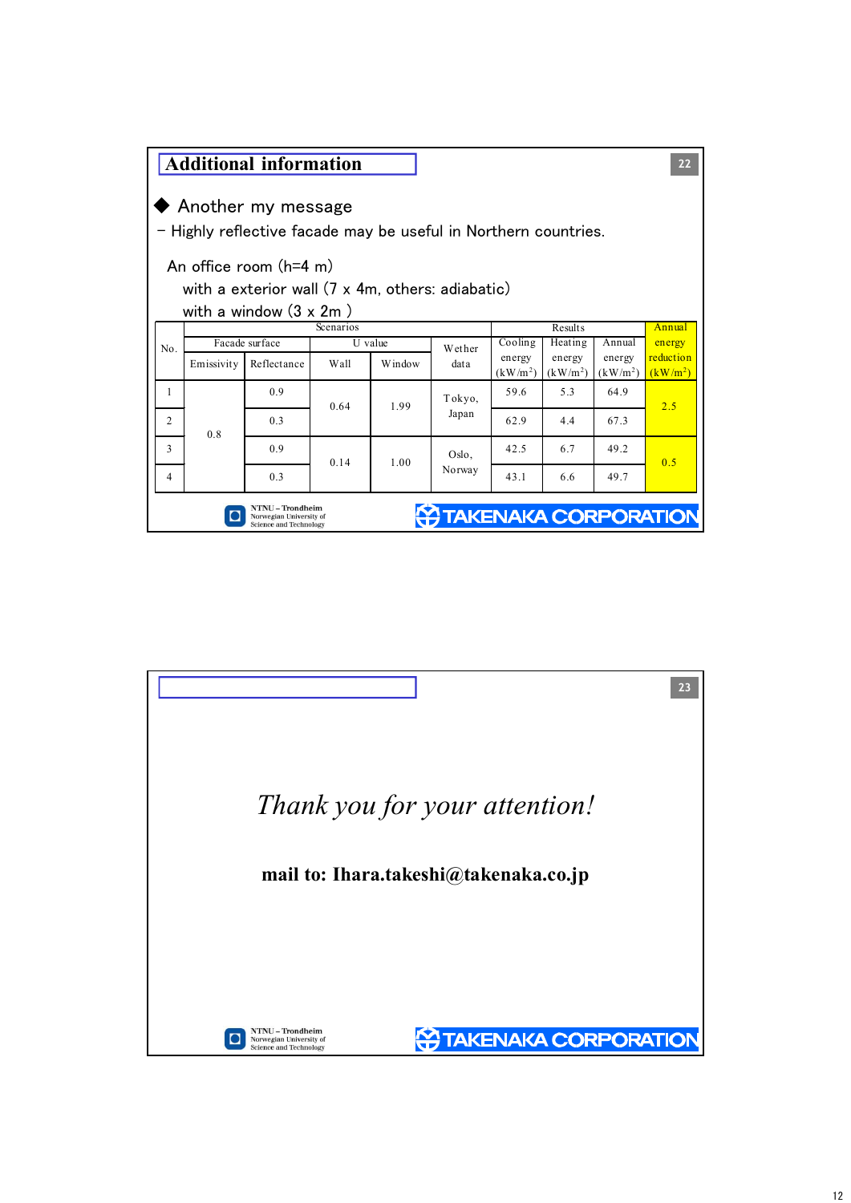## Additional information

22

- Another my message

– Highly reflective facade may be useful in Northern countries.

An office room (h=4 m)

with a exterior wall (7 x 4m, others: adiabatic)

with a window (3 x 2m )

| No. | Scenarios | | | | | Results | | | Annual energy reduction ($kW/m^2$) |
|---|---|---|---|---|---|---|---|---|---|
| | Facade surface | | U value | | Wether data | Cooling energy ($kW/m^2$) | Heating energy ($kW/m^2$) | Annual energy ($kW/m^2$) | |
| | Emissivity | Reflectance | Wall | Window | | | | | |
| 1 | 0.8 | 0.9 | 0.64 | 1.99 | Tokyo, Japan | 59.6 | 5.3 | 64.9 | 2.5 |
| 2 | | 0.3 | | | | 62.9 | 4.4 | 67.3 | |
| 3 | | 0.9 | 0.14 | 1.00 | Oslo, Norway | 42.5 | 6.7 | 49.2 | 0.5 |
| 4 | | 0.3 | | | | 43.1 | 6.6 | 49.7 | |

NTNU – Trondheim Norwegian University of Science and Technology

TAKENAKA CORPORATION

23

*Thank you for your attention!*

**mail to: Ihara.takeshi@takenaka.co.jp**

NTNU – Trondheim Norwegian University of Science and Technology

TAKENAKA CORPORATION